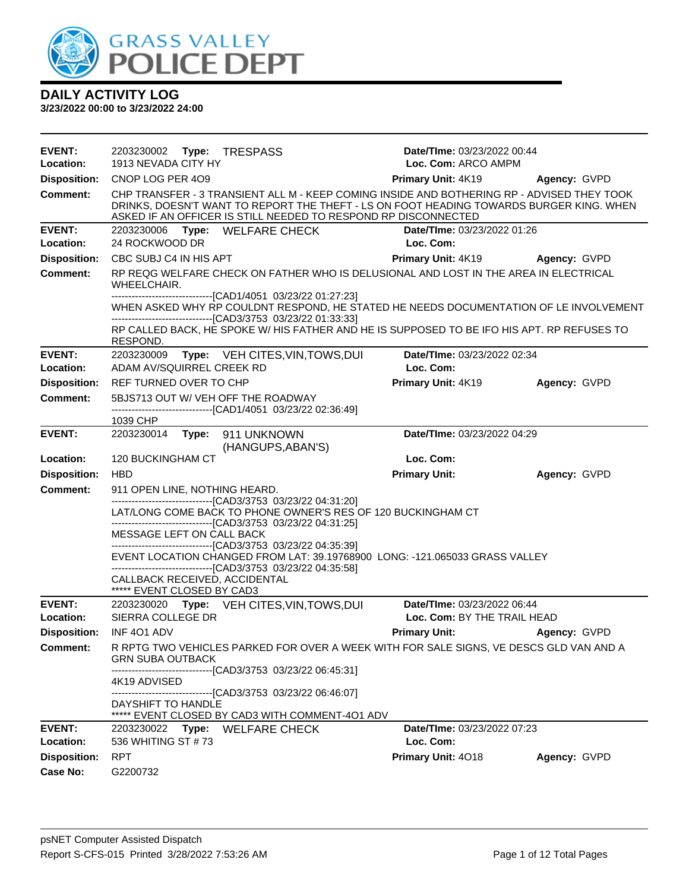# DAILY ACTIVITY LOG

**3/23/2022 00:00 to 3/23/2022 24:00**

---

**EVENT:** 2203230002 **Type:** TRESPASS **Date/TIme:** 03/23/2022 00:44
**Location:** 1913 NEVADA CITY HY **Loc. Com:** ARCO AMPM
**Disposition:** CNOP LOG PER 4O9 **Primary Unit:** 4K19 **Agency:** GVPD
**Comment:** CHP TRANSFER - 3 TRANSIENT ALL M - KEEP COMING INSIDE AND BOTHERING RP - ADVISED THEY TOOK DRINKS, DOESN'T WANT TO REPORT THE THEFT - LS ON FOOT HEADING TOWARDS BURGER KING. WHEN ASKED IF AN OFFICER IS STILL NEEDED TO RESPOND RP DISCONNECTED

---

**EVENT:** 2203230006 **Type:** WELFARE CHECK **Date/TIme:** 03/23/2022 01:26
**Location:** 24 ROCKWOOD DR **Loc. Com:**
**Disposition:** CBC SUBJ C4 IN HIS APT **Primary Unit:** 4K19 **Agency:** GVPD
**Comment:** RP REQG WELFARE CHECK ON FATHER WHO IS DELUSIONAL AND LOST IN THE AREA IN ELECTRICAL WHEELCHAIR.
------------------------------[CAD1/4051 03/23/22 01:27:23]
WHEN ASKED WHY RP COULDNT RESPOND, HE STATED HE NEEDS DOCUMENTATION OF LE INVOLVEMENT
------------------------------[CAD3/3753 03/23/22 01:33:33]
RP CALLED BACK, HE SPOKE W/ HIS FATHER AND HE IS SUPPOSED TO BE IFO HIS APT. RP REFUSES TO RESPOND.

---

**EVENT:** 2203230009 **Type:** VEH CITES,VIN,TOWS,DUI **Date/TIme:** 03/23/2022 02:34
**Location:** ADAM AV/SQUIRREL CREEK RD **Loc. Com:**
**Disposition:** REF TURNED OVER TO CHP **Primary Unit:** 4K19 **Agency:** GVPD
**Comment:** 5BJS713 OUT W/ VEH OFF THE ROADWAY
------------------------------[CAD1/4051 03/23/22 02:36:49]
1039 CHP

---

**EVENT:** 2203230014 **Type:** 911 UNKNOWN (HANGUPS,ABAN'S) **Date/TIme:** 03/23/2022 04:29
**Location:** 120 BUCKINGHAM CT **Loc. Com:**
**Disposition:** HBD **Primary Unit:** **Agency:** GVPD
**Comment:** 911 OPEN LINE, NOTHING HEARD.
------------------------------[CAD3/3753 03/23/22 04:31:20]
LAT/LONG COME BACK TO PHONE OWNER'S RES OF 120 BUCKINGHAM CT
------------------------------[CAD3/3753 03/23/22 04:31:25]
MESSAGE LEFT ON CALL BACK
------------------------------[CAD3/3753 03/23/22 04:35:39]
EVENT LOCATION CHANGED FROM LAT: 39.19768900 LONG: -121.065033 GRASS VALLEY
------------------------------[CAD3/3753 03/23/22 04:35:58]
CALLBACK RECEIVED, ACCIDENTAL
***** EVENT CLOSED BY CAD3

---

**EVENT:** 2203230020 **Type:** VEH CITES,VIN,TOWS,DUI **Date/TIme:** 03/23/2022 06:44
**Location:** SIERRA COLLEGE DR **Loc. Com:** BY THE TRAIL HEAD
**Disposition:** INF 4O1 ADV **Primary Unit:** **Agency:** GVPD
**Comment:** R RPTG TWO VEHICLES PARKED FOR OVER A WEEK WITH FOR SALE SIGNS, VE DESCS GLD VAN AND A GRN SUBA OUTBACK
------------------------------[CAD3/3753 03/23/22 06:45:31]
4K19 ADVISED
------------------------------[CAD3/3753 03/23/22 06:46:07]
DAYSHIFT TO HANDLE
***** EVENT CLOSED BY CAD3 WITH COMMENT-4O1 ADV

---

**EVENT:** 2203230022 **Type:** WELFARE CHECK **Date/TIme:** 03/23/2022 07:23
**Location:** 536 WHITING ST # 73 **Loc. Com:**
**Disposition:** RPT **Primary Unit:** 4O18 **Agency:** GVPD
**Case No:** G2200732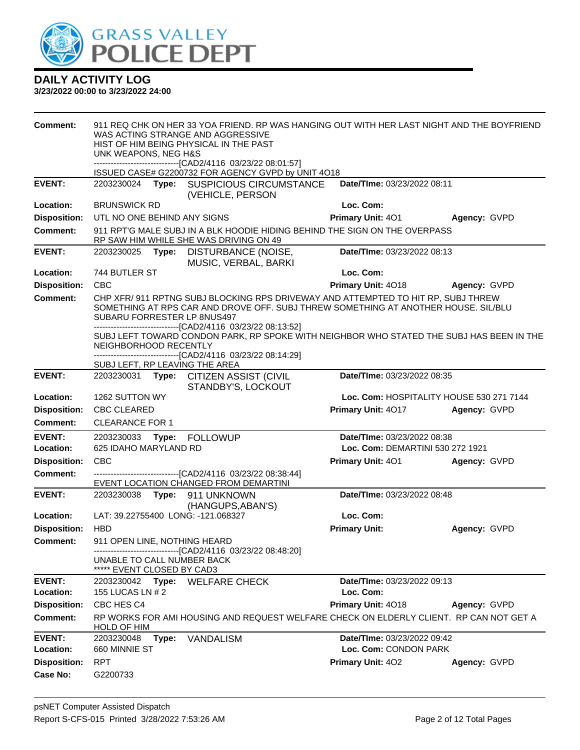# DAILY ACTIVITY LOG

**3/23/2022 00:00 to 3/23/2022 24:00**

**Comment:** 911 REQ CHK ON HER 33 YOA FRIEND. RP WAS HANGING OUT WITH HER LAST NIGHT AND THE BOYFRIEND WAS ACTING STRANGE AND AGGRESSIVE
HIST OF HIM BEING PHYSICAL IN THE PAST
UNK WEAPONS, NEG H&S
------------------------------[CAD2/4116 03/23/22 08:01:57]
ISSUED CASE# G2200732 FOR AGENCY GVPD by UNIT 4O18

---

**EVENT:** 2203230024 **Type:** SUSPICIOUS CIRCUMSTANCE (VEHICLE, PERSON **Date/TIme:** 03/23/2022 08:11
**Location:** BRUNSWICK RD **Loc. Com:**
**Disposition:** UTL NO ONE BEHIND ANY SIGNS **Primary Unit:** 4O1 **Agency:** GVPD
**Comment:** 911 RPT'G MALE SUBJ IN A BLK HOODIE HIDING BEHIND THE SIGN ON THE OVERPASS
RP SAW HIM WHILE SHE WAS DRIVING ON 49

---

**EVENT:** 2203230025 **Type:** DISTURBANCE (NOISE, MUSIC, VERBAL, BARKI **Date/TIme:** 03/23/2022 08:13
**Location:** 744 BUTLER ST **Loc. Com:**
**Disposition:** CBC **Primary Unit:** 4O18 **Agency:** GVPD
**Comment:** CHP XFR/ 911 RPTNG SUBJ BLOCKING RPS DRIVEWAY AND ATTEMPTED TO HIT RP, SUBJ THREW SOMETHING AT RPS CAR AND DROVE OFF. SUBJ THREW SOMETHING AT ANOTHER HOUSE. SIL/BLU SUBARU FORRESTER LP 8NUS497
------------------------------[CAD2/4116 03/23/22 08:13:52]
SUBJ LEFT TOWARD CONDON PARK, RP SPOKE WITH NEIGHBOR WHO STATED THE SUBJ HAS BEEN IN THE NEIGHBORHOOD RECENTLY
------------------------------[CAD2/4116 03/23/22 08:14:29]
SUBJ LEFT, RP LEAVING THE AREA

---

**EVENT:** 2203230031 **Type:** CITIZEN ASSIST (CIVIL STANDBY'S, LOCKOUT **Date/TIme:** 03/23/2022 08:35
**Location:** 1262 SUTTON WY **Loc. Com:** HOSPITALITY HOUSE 530 271 7144
**Disposition:** CBC CLEARED **Primary Unit:** 4O17 **Agency:** GVPD
**Comment:** CLEARANCE FOR 1

---

**EVENT:** 2203230033 **Type:** FOLLOWUP **Date/TIme:** 03/23/2022 08:38
**Location:** 625 IDAHO MARYLAND RD **Loc. Com:** DEMARTINI 530 272 1921
**Disposition:** CBC **Primary Unit:** 4O1 **Agency:** GVPD
**Comment:** ------------------------------[CAD2/4116 03/23/22 08:38:44]
EVENT LOCATION CHANGED FROM DEMARTINI

---

**EVENT:** 2203230038 **Type:** 911 UNKNOWN (HANGUPS,ABAN'S) **Date/TIme:** 03/23/2022 08:48
**Location:** LAT: 39.22755400 LONG: -121.068327 **Loc. Com:**
**Disposition:** HBD **Primary Unit:** **Agency:** GVPD
**Comment:** 911 OPEN LINE, NOTHING HEARD
------------------------------[CAD2/4116 03/23/22 08:48:20]
UNABLE TO CALL NUMBER BACK
***** EVENT CLOSED BY CAD3

---

**EVENT:** 2203230042 **Type:** WELFARE CHECK **Date/TIme:** 03/23/2022 09:13
**Location:** 155 LUCAS LN # 2 **Loc. Com:**
**Disposition:** CBC HES C4 **Primary Unit:** 4O18 **Agency:** GVPD
**Comment:** RP WORKS FOR AMI HOUSING AND REQUEST WELFARE CHECK ON ELDERLY CLIENT. RP CAN NOT GET A HOLD OF HIM

---

**EVENT:** 2203230048 **Type:** VANDALISM **Date/TIme:** 03/23/2022 09:42
**Location:** 660 MINNIE ST **Loc. Com:** CONDON PARK
**Disposition:** RPT **Primary Unit:** 4O2 **Agency:** GVPD
**Case No:** G2200733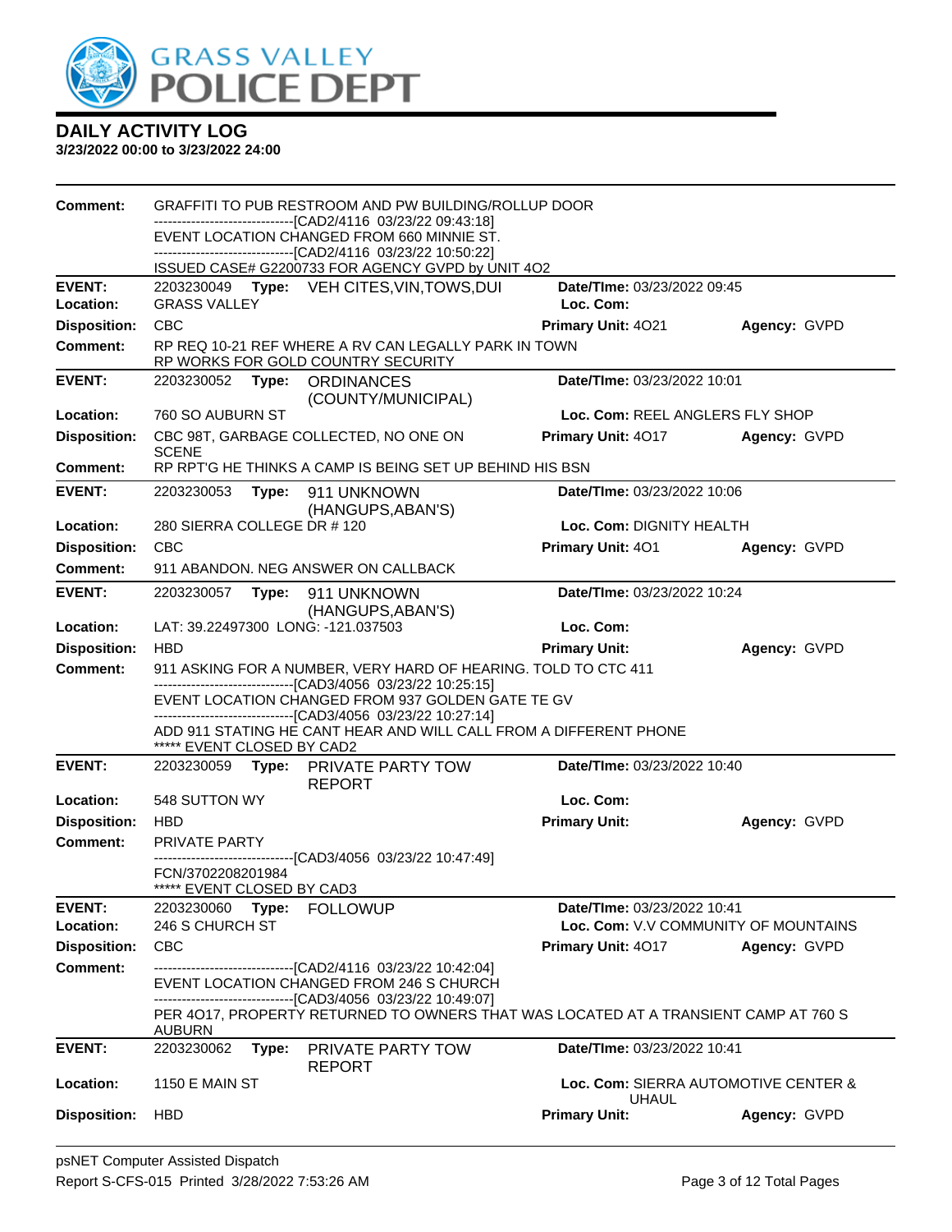# GRASS VALLEY POLICE DEPT

## DAILY ACTIVITY LOG

**3/23/2022 00:00 to 3/23/2022 24:00**

**Comment:** GRAFFITI TO PUB RESTROOM AND PW BUILDING/ROLLUP DOOR
------------------------------[CAD2/4116 03/23/22 09:43:18]
EVENT LOCATION CHANGED FROM 660 MINNIE ST.
------------------------------[CAD2/4116 03/23/22 10:50:22]
ISSUED CASE# G2200733 FOR AGENCY GVPD by UNIT 4O2

---

**EVENT:** 2203230049 **Type:** VEH CITES,VIN,TOWS,DUI **Date/TIme:** 03/23/2022 09:45
**Location:** GRASS VALLEY **Loc. Com:**
**Disposition:** CBC **Primary Unit:** 4O21 **Agency:** GVPD
**Comment:** RP REQ 10-21 REF WHERE A RV CAN LEGALLY PARK IN TOWN
RP WORKS FOR GOLD COUNTRY SECURITY

---

**EVENT:** 2203230052 **Type:** ORDINANCES (COUNTY/MUNICIPAL) **Date/TIme:** 03/23/2022 10:01
**Location:** 760 SO AUBURN ST **Loc. Com:** REEL ANGLERS FLY SHOP
**Disposition:** CBC 98T, GARBAGE COLLECTED, NO ONE ON SCENE **Primary Unit:** 4O17 **Agency:** GVPD
**Comment:** RP RPT'G HE THINKS A CAMP IS BEING SET UP BEHIND HIS BSN

---

**EVENT:** 2203230053 **Type:** 911 UNKNOWN (HANGUPS,ABAN'S) **Date/TIme:** 03/23/2022 10:06
**Location:** 280 SIERRA COLLEGE DR # 120 **Loc. Com:** DIGNITY HEALTH
**Disposition:** CBC **Primary Unit:** 4O1 **Agency:** GVPD
**Comment:** 911 ABANDON. NEG ANSWER ON CALLBACK

---

**EVENT:** 2203230057 **Type:** 911 UNKNOWN (HANGUPS,ABAN'S) **Date/TIme:** 03/23/2022 10:24
**Location:** LAT: 39.22497300 LONG: -121.037503 **Loc. Com:**
**Disposition:** HBD **Primary Unit:** **Agency:** GVPD
**Comment:** 911 ASKING FOR A NUMBER, VERY HARD OF HEARING. TOLD TO CTC 411
------------------------------[CAD3/4056 03/23/22 10:25:15]
EVENT LOCATION CHANGED FROM 937 GOLDEN GATE TE GV
------------------------------[CAD3/4056 03/23/22 10:27:14]
ADD 911 STATING HE CANT HEAR AND WILL CALL FROM A DIFFERENT PHONE
***** EVENT CLOSED BY CAD2

---

**EVENT:** 2203230059 **Type:** PRIVATE PARTY TOW REPORT **Date/TIme:** 03/23/2022 10:40
**Location:** 548 SUTTON WY **Loc. Com:**
**Disposition:** HBD **Primary Unit:** **Agency:** GVPD
**Comment:** PRIVATE PARTY
------------------------------[CAD3/4056 03/23/22 10:47:49]
FCN/3702208201984
***** EVENT CLOSED BY CAD3

---

**EVENT:** 2203230060 **Type:** FOLLOWUP **Date/TIme:** 03/23/2022 10:41
**Location:** 246 S CHURCH ST **Loc. Com:** V.V COMMUNITY OF MOUNTAINS
**Disposition:** CBC **Primary Unit:** 4O17 **Agency:** GVPD
**Comment:** ------------------------------[CAD2/4116 03/23/22 10:42:04]
EVENT LOCATION CHANGED FROM 246 S CHURCH
------------------------------[CAD3/4056 03/23/22 10:49:07]
PER 4O17, PROPERTY RETURNED TO OWNERS THAT WAS LOCATED AT A TRANSIENT CAMP AT 760 S AUBURN

---

**EVENT:** 2203230062 **Type:** PRIVATE PARTY TOW REPORT **Date/TIme:** 03/23/2022 10:41
**Location:** 1150 E MAIN ST **Loc. Com:** SIERRA AUTOMOTIVE CENTER & UHAUL
**Disposition:** HBD **Primary Unit:** **Agency:** GVPD

psNET Computer Assisted Dispatch
Report S-CFS-015 Printed 3/28/2022 7:53:26 AM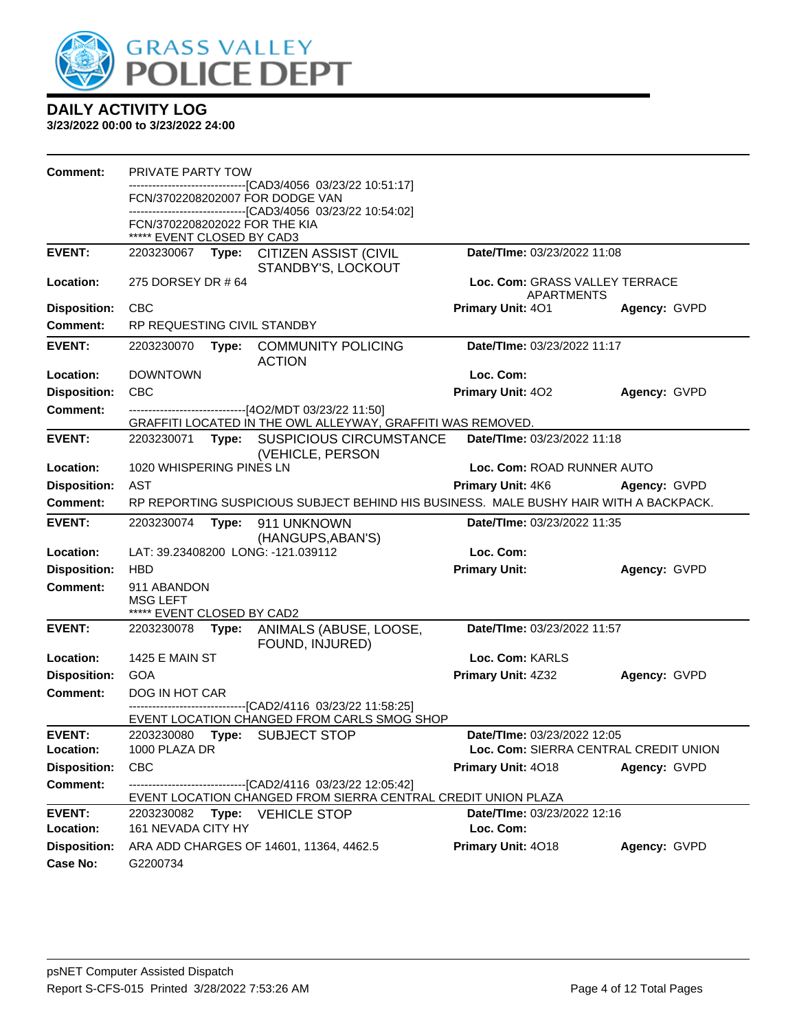# GRASS VALLEY POLICE DEPT

## DAILY ACTIVITY LOG

**3/23/2022 00:00 to 3/23/2022 24:00**

**Comment:** PRIVATE PARTY TOW
------------------------------[CAD3/4056 03/23/22 10:51:17]
FCN/3702208202007 FOR DODGE VAN
------------------------------[CAD3/4056 03/23/22 10:54:02]
FCN/3702208202022 FOR THE KIA
***** EVENT CLOSED BY CAD3

---

**EVENT:** 2203230067 **Type:** CITIZEN ASSIST (CIVIL STANDBY'S, LOCKOUT **Date/TIme:** 03/23/2022 11:08
**Location:** 275 DORSEY DR # 64 **Loc. Com:** GRASS VALLEY TERRACE APARTMENTS
**Disposition:** CBC **Primary Unit:** 4O1 **Agency:** GVPD
**Comment:** RP REQUESTING CIVIL STANDBY

---

**EVENT:** 2203230070 **Type:** COMMUNITY POLICING ACTION **Date/TIme:** 03/23/2022 11:17
**Location:** DOWNTOWN **Loc. Com:**
**Disposition:** CBC **Primary Unit:** 4O2 **Agency:** GVPD
**Comment:** ------------------------------[4O2/MDT 03/23/22 11:50]
GRAFFITI LOCATED IN THE OWL ALLEYWAY, GRAFFITI WAS REMOVED.

---

**EVENT:** 2203230071 **Type:** SUSPICIOUS CIRCUMSTANCE (VEHICLE, PERSON **Date/TIme:** 03/23/2022 11:18
**Location:** 1020 WHISPERING PINES LN **Loc. Com:** ROAD RUNNER AUTO
**Disposition:** AST **Primary Unit:** 4K6 **Agency:** GVPD
**Comment:** RP REPORTING SUSPICIOUS SUBJECT BEHIND HIS BUSINESS. MALE BUSHY HAIR WITH A BACKPACK.

---

**EVENT:** 2203230074 **Type:** 911 UNKNOWN (HANGUPS,ABAN'S) **Date/TIme:** 03/23/2022 11:35
**Location:** LAT: 39.23408200 LONG: -121.039112 **Loc. Com:**
**Disposition:** HBD **Primary Unit:** **Agency:** GVPD
**Comment:** 911 ABANDON
MSG LEFT
***** EVENT CLOSED BY CAD2

---

**EVENT:** 2203230078 **Type:** ANIMALS (ABUSE, LOOSE, FOUND, INJURED) **Date/TIme:** 03/23/2022 11:57
**Location:** 1425 E MAIN ST **Loc. Com:** KARLS
**Disposition:** GOA **Primary Unit:** 4Z32 **Agency:** GVPD
**Comment:** DOG IN HOT CAR
------------------------------[CAD2/4116 03/23/22 11:58:25]
EVENT LOCATION CHANGED FROM CARLS SMOG SHOP

---

**EVENT:** 2203230080 **Type:** SUBJECT STOP **Date/TIme:** 03/23/2022 12:05
**Location:** 1000 PLAZA DR **Loc. Com:** SIERRA CENTRAL CREDIT UNION
**Disposition:** CBC **Primary Unit:** 4O18 **Agency:** GVPD
**Comment:** ------------------------------[CAD2/4116 03/23/22 12:05:42]
EVENT LOCATION CHANGED FROM SIERRA CENTRAL CREDIT UNION PLAZA

---

**EVENT:** 2203230082 **Type:** VEHICLE STOP **Date/TIme:** 03/23/2022 12:16
**Location:** 161 NEVADA CITY HY **Loc. Com:**
**Disposition:** ARA ADD CHARGES OF 14601, 11364, 4462.5 **Primary Unit:** 4O18 **Agency:** GVPD
**Case No:** G2200734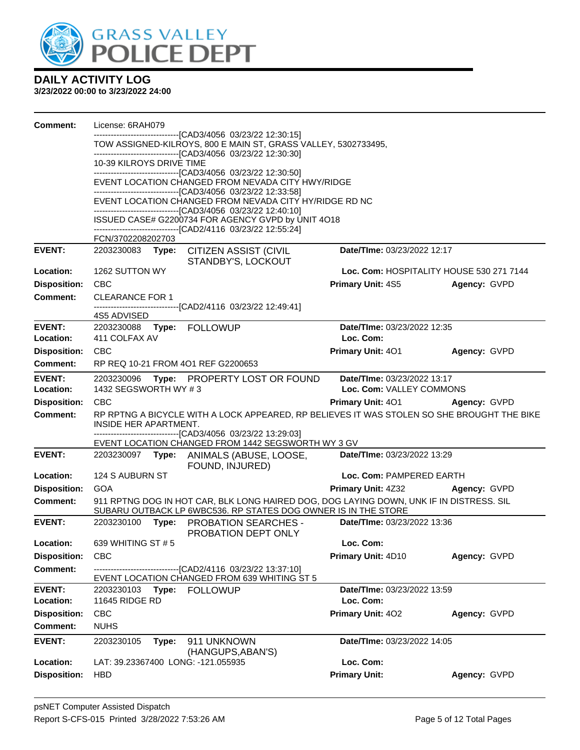# GRASS VALLEY POLICE DEPT

## DAILY ACTIVITY LOG

**3/23/2022 00:00 to 3/23/2022 24:00**

**Comment:** License: 6RAH079
------------------------------[CAD3/4056 03/23/22 12:30:15]
TOW ASSIGNED-KILROYS, 800 E MAIN ST, GRASS VALLEY, 5302733495,
------------------------------[CAD3/4056 03/23/22 12:30:30]
10-39 KILROYS DRIVE TIME
------------------------------[CAD3/4056 03/23/22 12:30:50]
EVENT LOCATION CHANGED FROM NEVADA CITY HWY/RIDGE
------------------------------[CAD3/4056 03/23/22 12:33:58]
EVENT LOCATION CHANGED FROM NEVADA CITY HY/RIDGE RD NC
------------------------------[CAD3/4056 03/23/22 12:40:10]
ISSUED CASE# G2200734 FOR AGENCY GVPD by UNIT 4O18
------------------------------[CAD2/4116 03/23/22 12:55:24]
FCN/3702208202703

---

**EVENT:** 2203230083 **Type:** CITIZEN ASSIST (CIVIL STANDBY'S, LOCKOUT **Date/TIme:** 03/23/2022 12:17
**Location:** 1262 SUTTON WY **Loc. Com:** HOSPITALITY HOUSE 530 271 7144
**Disposition:** CBC **Primary Unit:** 4S5 **Agency:** GVPD
**Comment:** CLEARANCE FOR 1
------------------------------[CAD2/4116 03/23/22 12:49:41]
4S5 ADVISED

---

**EVENT:** 2203230088 **Type:** FOLLOWUP **Date/TIme:** 03/23/2022 12:35
**Location:** 411 COLFAX AV **Loc. Com:**
**Disposition:** CBC **Primary Unit:** 4O1 **Agency:** GVPD
**Comment:** RP REQ 10-21 FROM 4O1 REF G2200653

---

**EVENT:** 2203230096 **Type:** PROPERTY LOST OR FOUND **Date/TIme:** 03/23/2022 13:17
**Location:** 1432 SEGSWORTH WY # 3 **Loc. Com:** VALLEY COMMONS
**Disposition:** CBC **Primary Unit:** 4O1 **Agency:** GVPD
**Comment:** RP RPTNG A BICYCLE WITH A LOCK APPEARED, RP BELIEVES IT WAS STOLEN SO SHE BROUGHT THE BIKE INSIDE HER APARTMENT.
------------------------------[CAD3/4056 03/23/22 13:29:03]
EVENT LOCATION CHANGED FROM 1442 SEGSWORTH WY 3 GV

---

**EVENT:** 2203230097 **Type:** ANIMALS (ABUSE, LOOSE, FOUND, INJURED) **Date/TIme:** 03/23/2022 13:29
**Location:** 124 S AUBURN ST **Loc. Com:** PAMPERED EARTH
**Disposition:** GOA **Primary Unit:** 4Z32 **Agency:** GVPD
**Comment:** 911 RPTNG DOG IN HOT CAR, BLK LONG HAIRED DOG, DOG LAYING DOWN, UNK IF IN DISTRESS. SIL SUBARU OUTBACK LP 6WBC536. RP STATES DOG OWNER IS IN THE STORE

---

**EVENT:** 2203230100 **Type:** PROBATION SEARCHES - PROBATION DEPT ONLY **Date/TIme:** 03/23/2022 13:36
**Location:** 639 WHITING ST # 5 **Loc. Com:**
**Disposition:** CBC **Primary Unit:** 4D10 **Agency:** GVPD
**Comment:** ------------------------------[CAD2/4116 03/23/22 13:37:10]
EVENT LOCATION CHANGED FROM 639 WHITING ST 5

---

**EVENT:** 2203230103 **Type:** FOLLOWUP **Date/TIme:** 03/23/2022 13:59
**Location:** 11645 RIDGE RD **Loc. Com:**
**Disposition:** CBC **Primary Unit:** 4O2 **Agency:** GVPD
**Comment:** NUHS

---

**EVENT:** 2203230105 **Type:** 911 UNKNOWN (HANGUPS,ABAN'S) **Date/TIme:** 03/23/2022 14:05
**Location:** LAT: 39.23367400 LONG: -121.055935 **Loc. Com:**
**Disposition:** HBD **Primary Unit:** **Agency:** GVPD

psNET Computer Assisted Dispatch
Report S-CFS-015 Printed 3/28/2022 7:53:26 AM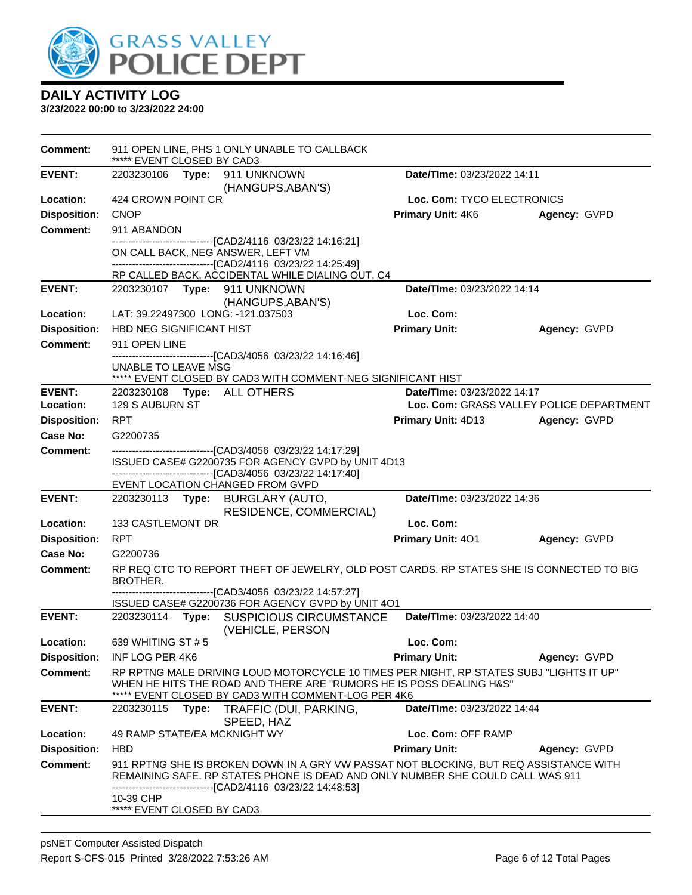# GRASS VALLEY POLICE DEPT

## DAILY ACTIVITY LOG

**3/23/2022 00:00 to 3/23/2022 24:00**

**Comment:** 911 OPEN LINE, PHS 1 ONLY UNABLE TO CALLBACK
***** EVENT CLOSED BY CAD3

---

**EVENT:** 2203230106 **Type:** 911 UNKNOWN (HANGUPS,ABAN'S) **Date/TIme:** 03/23/2022 14:11
**Location:** 424 CROWN POINT CR **Loc. Com:** TYCO ELECTRONICS
**Disposition:** CNOP **Primary Unit:** 4K6 **Agency:** GVPD
**Comment:** 911 ABANDON
------------------------------[CAD2/4116 03/23/22 14:16:21]
ON CALL BACK, NEG ANSWER, LEFT VM
------------------------------[CAD2/4116 03/23/22 14:25:49]
RP CALLED BACK, ACCIDENTAL WHILE DIALING OUT, C4

---

**EVENT:** 2203230107 **Type:** 911 UNKNOWN (HANGUPS,ABAN'S) **Date/TIme:** 03/23/2022 14:14
**Location:** LAT: 39.22497300 LONG: -121.037503 **Loc. Com:**
**Disposition:** HBD NEG SIGNIFICANT HIST **Primary Unit:** **Agency:** GVPD
**Comment:** 911 OPEN LINE
------------------------------[CAD3/4056 03/23/22 14:16:46]
UNABLE TO LEAVE MSG
***** EVENT CLOSED BY CAD3 WITH COMMENT-NEG SIGNIFICANT HIST

---

**EVENT:** 2203230108 **Type:** ALL OTHERS **Date/TIme:** 03/23/2022 14:17
**Location:** 129 S AUBURN ST **Loc. Com:** GRASS VALLEY POLICE DEPARTMENT
**Disposition:** RPT **Primary Unit:** 4D13 **Agency:** GVPD
**Case No:** G2200735
**Comment:** ------------------------------[CAD3/4056 03/23/22 14:17:29]
ISSUED CASE# G2200735 FOR AGENCY GVPD by UNIT 4D13
------------------------------[CAD3/4056 03/23/22 14:17:40]
EVENT LOCATION CHANGED FROM GVPD

---

**EVENT:** 2203230113 **Type:** BURGLARY (AUTO, RESIDENCE, COMMERCIAL) **Date/TIme:** 03/23/2022 14:36
**Location:** 133 CASTLEMONT DR **Loc. Com:**
**Disposition:** RPT **Primary Unit:** 4O1 **Agency:** GVPD
**Case No:** G2200736
**Comment:** RP REQ CTC TO REPORT THEFT OF JEWELRY, OLD POST CARDS. RP STATES SHE IS CONNECTED TO BIG BROTHER.
------------------------------[CAD3/4056 03/23/22 14:57:27]
ISSUED CASE# G2200736 FOR AGENCY GVPD by UNIT 4O1

---

**EVENT:** 2203230114 **Type:** SUSPICIOUS CIRCUMSTANCE (VEHICLE, PERSON **Date/TIme:** 03/23/2022 14:40
**Location:** 639 WHITING ST # 5 **Loc. Com:**
**Disposition:** INF LOG PER 4K6 **Primary Unit:** **Agency:** GVPD
**Comment:** RP RPTNG MALE DRIVING LOUD MOTORCYCLE 10 TIMES PER NIGHT, RP STATES SUBJ "LIGHTS IT UP" WHEN HE HITS THE ROAD AND THERE ARE "RUMORS HE IS POSS DEALING H&S"
***** EVENT CLOSED BY CAD3 WITH COMMENT-LOG PER 4K6

---

**EVENT:** 2203230115 **Type:** TRAFFIC (DUI, PARKING, SPEED, HAZ **Date/TIme:** 03/23/2022 14:44
**Location:** 49 RAMP STATE/EA MCKNIGHT WY **Loc. Com:** OFF RAMP
**Disposition:** HBD **Primary Unit:** **Agency:** GVPD
**Comment:** 911 RPTNG SHE IS BROKEN DOWN IN A GRY VW PASSAT NOT BLOCKING, BUT REQ ASSISTANCE WITH REMAINING SAFE. RP STATES PHONE IS DEAD AND ONLY NUMBER SHE COULD CALL WAS 911
------------------------------[CAD2/4116 03/23/22 14:48:53]
10-39 CHP
***** EVENT CLOSED BY CAD3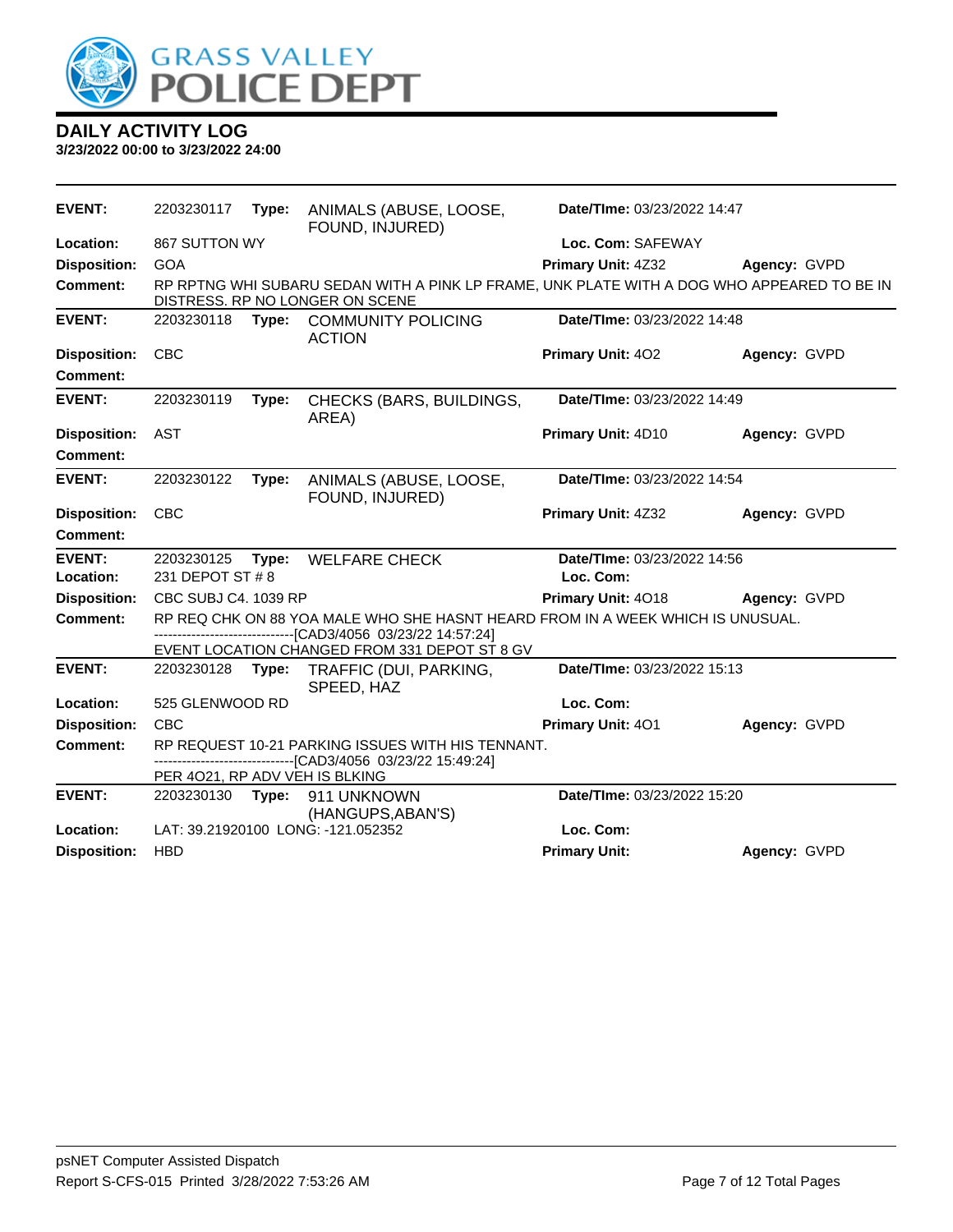# GRASS VALLEY POLICE DEPT

## DAILY ACTIVITY LOG

**3/23/2022 00:00 to 3/23/2022 24:00**

| | | | | | |
|---|---|---|---|---|---|
| **EVENT:** | 2203230117 **Type:** | ANIMALS (ABUSE, LOOSE, FOUND, INJURED) | **Date/TIme:** 03/23/2022 14:47 | | |
| **Location:** | 867 SUTTON WY | | **Loc. Com:** SAFEWAY | | |
| **Disposition:** | GOA | | **Primary Unit:** 4Z32 | **Agency:** GVPD | |
| **Comment:** | RP RPTNG WHI SUBARU SEDAN WITH A PINK LP FRAME, UNK PLATE WITH A DOG WHO APPEARED TO BE IN DISTRESS. RP NO LONGER ON SCENE | | | | |

| | | | | | |
|---|---|---|---|---|---|
| **EVENT:** | 2203230118 **Type:** | COMMUNITY POLICING ACTION | **Date/TIme:** 03/23/2022 14:48 | | |
| **Disposition:** | CBC | | **Primary Unit:** 4O2 | **Agency:** GVPD | |
| **Comment:** | | | | | |

| | | | | | |
|---|---|---|---|---|---|
| **EVENT:** | 2203230119 **Type:** | CHECKS (BARS, BUILDINGS, AREA) | **Date/TIme:** 03/23/2022 14:49 | | |
| **Disposition:** | AST | | **Primary Unit:** 4D10 | **Agency:** GVPD | |
| **Comment:** | | | | | |

| | | | | | |
|---|---|---|---|---|---|
| **EVENT:** | 2203230122 **Type:** | ANIMALS (ABUSE, LOOSE, FOUND, INJURED) | **Date/TIme:** 03/23/2022 14:54 | | |
| **Disposition:** | CBC | | **Primary Unit:** 4Z32 | **Agency:** GVPD | |
| **Comment:** | | | | | |

| | | | | | |
|---|---|---|---|---|---|
| **EVENT:** | 2203230125 **Type:** | WELFARE CHECK | **Date/TIme:** 03/23/2022 14:56 | | |
| **Location:** | 231 DEPOT ST # 8 | | **Loc. Com:** | | |
| **Disposition:** | CBC SUBJ C4. 1039 RP | | **Primary Unit:** 4O18 | **Agency:** GVPD | |
| **Comment:** | RP REQ CHK ON 88 YOA MALE WHO SHE HASNT HEARD FROM IN A WEEK WHICH IS UNUSUAL.<br>------------------------------[CAD3/4056 03/23/22 14:57:24]<br>EVENT LOCATION CHANGED FROM 331 DEPOT ST 8 GV | | | | |

| | | | | | |
|---|---|---|---|---|---|
| **EVENT:** | 2203230128 **Type:** | TRAFFIC (DUI, PARKING, SPEED, HAZ | **Date/TIme:** 03/23/2022 15:13 | | |
| **Location:** | 525 GLENWOOD RD | | **Loc. Com:** | | |
| **Disposition:** | CBC | | **Primary Unit:** 4O1 | **Agency:** GVPD | |
| **Comment:** | RP REQUEST 10-21 PARKING ISSUES WITH HIS TENNANT.<br>------------------------------[CAD3/4056 03/23/22 15:49:24]<br>PER 4O21, RP ADV VEH IS BLKING | | | | |

| | | | | | |
|---|---|---|---|---|---|
| **EVENT:** | 2203230130 **Type:** | 911 UNKNOWN (HANGUPS,ABAN'S) | **Date/TIme:** 03/23/2022 15:20 | | |
| **Location:** | LAT: 39.21920100 LONG: -121.052352 | | **Loc. Com:** | | |
| **Disposition:** | HBD | | **Primary Unit:** | **Agency:** GVPD | |

psNET Computer Assisted Dispatch
Report S-CFS-015 Printed 3/28/2022 7:53:26 AM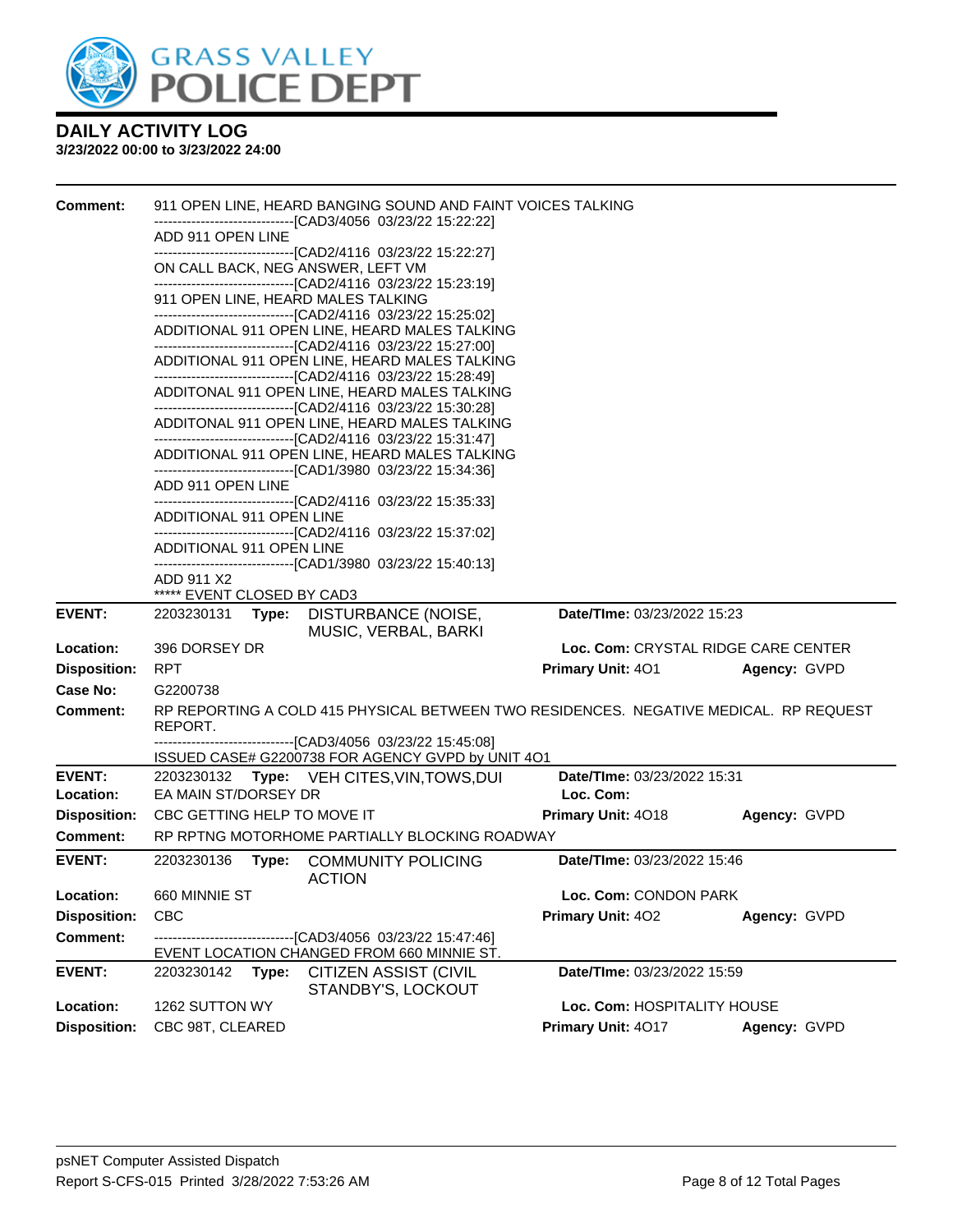**DAILY ACTIVITY LOG**
**3/23/2022 00:00 to 3/23/2022 24:00**

**Comment:** 911 OPEN LINE, HEARD BANGING SOUND AND FAINT VOICES TALKING
------------------------------[CAD3/4056 03/23/22 15:22:22]
ADD 911 OPEN LINE
------------------------------[CAD2/4116 03/23/22 15:22:27]
ON CALL BACK, NEG ANSWER, LEFT VM
------------------------------[CAD2/4116 03/23/22 15:23:19]
911 OPEN LINE, HEARD MALES TALKING
------------------------------[CAD2/4116 03/23/22 15:25:02]
ADDITIONAL 911 OPEN LINE, HEARD MALES TALKING
------------------------------[CAD2/4116 03/23/22 15:27:00]
ADDITIONAL 911 OPEN LINE, HEARD MALES TALKING
------------------------------[CAD2/4116 03/23/22 15:28:49]
ADDITONAL 911 OPEN LINE, HEARD MALES TALKING
------------------------------[CAD2/4116 03/23/22 15:30:28]
ADDITONAL 911 OPEN LINE, HEARD MALES TALKING
------------------------------[CAD2/4116 03/23/22 15:31:47]
ADDITIONAL 911 OPEN LINE, HEARD MALES TALKING
------------------------------[CAD1/3980 03/23/22 15:34:36]
ADD 911 OPEN LINE
------------------------------[CAD2/4116 03/23/22 15:35:33]
ADDITIONAL 911 OPEN LINE
------------------------------[CAD2/4116 03/23/22 15:37:02]
ADDITIONAL 911 OPEN LINE
------------------------------[CAD1/3980 03/23/22 15:40:13]
ADD 911 X2
***** EVENT CLOSED BY CAD3

---

| | | | |
|---|---|---|---|
| **EVENT:** | 2203230131 **Type:** DISTURBANCE (NOISE, MUSIC, VERBAL, BARKI | **Date/TIme:** 03/23/2022 15:23 | |
| **Location:** | 396 DORSEY DR | **Loc. Com:** CRYSTAL RIDGE CARE CENTER | |
| **Disposition:** | RPT | **Primary Unit:** 4O1 | **Agency:** GVPD |
| **Case No:** | G2200738 | | |

**Comment:** RP REPORTING A COLD 415 PHYSICAL BETWEEN TWO RESIDENCES. NEGATIVE MEDICAL. RP REQUEST REPORT.
------------------------------[CAD3/4056 03/23/22 15:45:08]
ISSUED CASE# G2200738 FOR AGENCY GVPD by UNIT 4O1

---

| | | | |
|---|---|---|---|
| **EVENT:** | 2203230132 **Type:** VEH CITES,VIN,TOWS,DUI | **Date/TIme:** 03/23/2022 15:31 | |
| **Location:** | EA MAIN ST/DORSEY DR | **Loc. Com:** | |
| **Disposition:** | CBC GETTING HELP TO MOVE IT | **Primary Unit:** 4O18 | **Agency:** GVPD |

**Comment:** RP RPTNG MOTORHOME PARTIALLY BLOCKING ROADWAY

---

| | | | |
|---|---|---|---|
| **EVENT:** | 2203230136 **Type:** COMMUNITY POLICING ACTION | **Date/TIme:** 03/23/2022 15:46 | |
| **Location:** | 660 MINNIE ST | **Loc. Com:** CONDON PARK | |
| **Disposition:** | CBC | **Primary Unit:** 4O2 | **Agency:** GVPD |

**Comment:** ------------------------------[CAD3/4056 03/23/22 15:47:46]
EVENT LOCATION CHANGED FROM 660 MINNIE ST.

---

| | | | |
|---|---|---|---|
| **EVENT:** | 2203230142 **Type:** CITIZEN ASSIST (CIVIL STANDBY'S, LOCKOUT | **Date/TIme:** 03/23/2022 15:59 | |
| **Location:** | 1262 SUTTON WY | **Loc. Com:** HOSPITALITY HOUSE | |
| **Disposition:** | CBC 98T, CLEARED | **Primary Unit:** 4O17 | **Agency:** GVPD |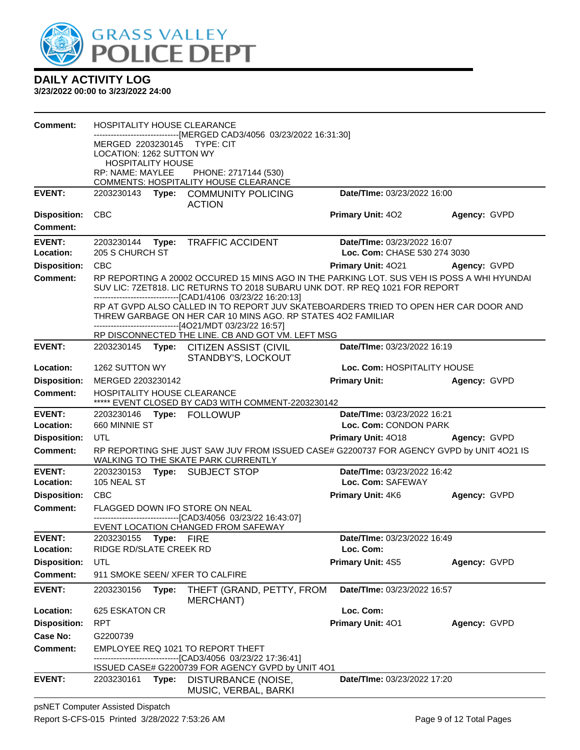**Comment:** HOSPITALITY HOUSE CLEARANCE
------------------------------[MERGED CAD3/4056 03/23/2022 16:31:30]
MERGED 2203230145 TYPE: CIT
LOCATION: 1262 SUTTON WY
HOSPITALITY HOUSE
RP: NAME: MAYLEE PHONE: 2717144 (530)
COMMENTS: HOSPITALITY HOUSE CLEARANCE

---

**EVENT:** 2203230143 **Type:** COMMUNITY POLICING ACTION | **Date/TIme:** 03/23/2022 16:00
**Disposition:** CBC | **Primary Unit:** 4O2 | **Agency:** GVPD
**Comment:**

---

**EVENT:** 2203230144 **Type:** TRAFFIC ACCIDENT | **Date/TIme:** 03/23/2022 16:07
**Location:** 205 S CHURCH ST | **Loc. Com:** CHASE 530 274 3030
**Disposition:** CBC | **Primary Unit:** 4O21 | **Agency:** GVPD
**Comment:** RP REPORTING A 20002 OCCURED 15 MINS AGO IN THE PARKING LOT. SUS VEH IS POSS A WHI HYUNDAI SUV LIC: 7ZET818. LIC RETURNS TO 2018 SUBARU UNK DOT. RP REQ 1021 FOR REPORT
------------------------------[CAD1/4106 03/23/22 16:20:13]
RP AT GVPD ALSO CALLED IN TO REPORT JUV SKATEBOARDERS TRIED TO OPEN HER CAR DOOR AND THREW GARBAGE ON HER CAR 10 MINS AGO. RP STATES 4O2 FAMILIAR
------------------------------[4O21/MDT 03/23/22 16:57]
RP DISCONNECTED THE LINE. CB AND GOT VM. LEFT MSG

---

**EVENT:** 2203230145 **Type:** CITIZEN ASSIST (CIVIL STANDBY'S, LOCKOUT | **Date/TIme:** 03/23/2022 16:19
**Location:** 1262 SUTTON WY | **Loc. Com:** HOSPITALITY HOUSE
**Disposition:** MERGED 2203230142 | **Primary Unit:** | **Agency:** GVPD
**Comment:** HOSPITALITY HOUSE CLEARANCE
***** EVENT CLOSED BY CAD3 WITH COMMENT-2203230142

---

**EVENT:** 2203230146 **Type:** FOLLOWUP | **Date/TIme:** 03/23/2022 16:21
**Location:** 660 MINNIE ST | **Loc. Com:** CONDON PARK
**Disposition:** UTL | **Primary Unit:** 4O18 | **Agency:** GVPD
**Comment:** RP REPORTING SHE JUST SAW JUV FROM ISSUED CASE# G2200737 FOR AGENCY GVPD by UNIT 4O21 IS WALKING TO THE SKATE PARK CURRENTLY

---

**EVENT:** 2203230153 **Type:** SUBJECT STOP | **Date/TIme:** 03/23/2022 16:42
**Location:** 105 NEAL ST | **Loc. Com:** SAFEWAY
**Disposition:** CBC | **Primary Unit:** 4K6 | **Agency:** GVPD
**Comment:** FLAGGED DOWN IFO STORE ON NEAL
------------------------------[CAD3/4056 03/23/22 16:43:07]
EVENT LOCATION CHANGED FROM SAFEWAY

---

**EVENT:** 2203230155 **Type:** FIRE | **Date/TIme:** 03/23/2022 16:49
**Location:** RIDGE RD/SLATE CREEK RD | **Loc. Com:**
**Disposition:** UTL | **Primary Unit:** 4S5 | **Agency:** GVPD
**Comment:** 911 SMOKE SEEN/ XFER TO CALFIRE

---

**EVENT:** 2203230156 **Type:** THEFT (GRAND, PETTY, FROM MERCHANT) | **Date/TIme:** 03/23/2022 16:57
**Location:** 625 ESKATON CR | **Loc. Com:**
**Disposition:** RPT | **Primary Unit:** 4O1 | **Agency:** GVPD
**Case No:** G2200739
**Comment:** EMPLOYEE REQ 1021 TO REPORT THEFT
------------------------------[CAD3/4056 03/23/22 17:36:41]
ISSUED CASE# G2200739 FOR AGENCY GVPD by UNIT 4O1

---

**EVENT:** 2203230161 **Type:** DISTURBANCE (NOISE, MUSIC, VERBAL, BARKI | **Date/TIme:** 03/23/2022 17:20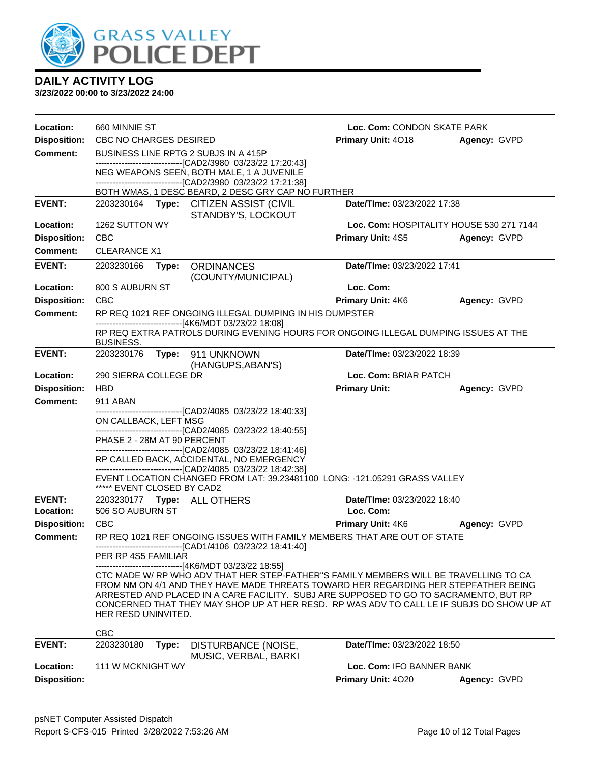# DAILY ACTIVITY LOG

**3/23/2022 00:00 to 3/23/2022 24:00**

**Location:** 660 MINNIE ST | **Loc. Com:** CONDON SKATE PARK
**Disposition:** CBC NO CHARGES DESIRED | **Primary Unit:** 4O18 | **Agency:** GVPD
**Comment:** BUSINESS LINE RPTG 2 SUBJS IN A 415P
------------------------------[CAD2/3980 03/23/22 17:20:43]
NEG WEAPONS SEEN, BOTH MALE, 1 A JUVENILE
------------------------------[CAD2/3980 03/23/22 17:21:38]
BOTH WMAS, 1 DESC BEARD, 2 DESC GRY CAP NO FURTHER

---

**EVENT:** 2203230164 **Type:** CITIZEN ASSIST (CIVIL STANDBY'S, LOCKOUT | **Date/TIme:** 03/23/2022 17:38
**Location:** 1262 SUTTON WY | **Loc. Com:** HOSPITALITY HOUSE 530 271 7144
**Disposition:** CBC | **Primary Unit:** 4S5 | **Agency:** GVPD
**Comment:** CLEARANCE X1

---

**EVENT:** 2203230166 **Type:** ORDINANCES (COUNTY/MUNICIPAL) | **Date/TIme:** 03/23/2022 17:41
**Location:** 800 S AUBURN ST | **Loc. Com:**
**Disposition:** CBC | **Primary Unit:** 4K6 | **Agency:** GVPD
**Comment:** RP REQ 1021 REF ONGOING ILLEGAL DUMPING IN HIS DUMPSTER
------------------------------[4K6/MDT 03/23/22 18:08]
RP REQ EXTRA PATROLS DURING EVENING HOURS FOR ONGOING ILLEGAL DUMPING ISSUES AT THE BUSINESS.

---

**EVENT:** 2203230176 **Type:** 911 UNKNOWN (HANGUPS,ABAN'S) | **Date/TIme:** 03/23/2022 18:39
**Location:** 290 SIERRA COLLEGE DR | **Loc. Com:** BRIAR PATCH
**Disposition:** HBD | **Primary Unit:** | **Agency:** GVPD
**Comment:** 911 ABAN
------------------------------[CAD2/4085 03/23/22 18:40:33]
ON CALLBACK, LEFT MSG
------------------------------[CAD2/4085 03/23/22 18:40:55]
PHASE 2 - 28M AT 90 PERCENT
------------------------------[CAD2/4085 03/23/22 18:41:46]
RP CALLED BACK, ACCIDENTAL, NO EMERGENCY
------------------------------[CAD2/4085 03/23/22 18:42:38]
EVENT LOCATION CHANGED FROM LAT: 39.23481100 LONG: -121.05291 GRASS VALLEY
***** EVENT CLOSED BY CAD2

---

**EVENT:** 2203230177 **Type:** ALL OTHERS | **Date/TIme:** 03/23/2022 18:40
**Location:** 506 SO AUBURN ST | **Loc. Com:**
**Disposition:** CBC | **Primary Unit:** 4K6 | **Agency:** GVPD
**Comment:** RP REQ 1021 REF ONGOING ISSUES WITH FAMILY MEMBERS THAT ARE OUT OF STATE
------------------------------[CAD1/4106 03/23/22 18:41:40]
PER RP 4S5 FAMILIAR
------------------------------[4K6/MDT 03/23/22 18:55]
CTC MADE W/ RP WHO ADV THAT HER STEP-FATHER"S FAMILY MEMBERS WILL BE TRAVELLING TO CA FROM NM ON 4/1 AND THEY HAVE MADE THREATS TOWARD HER REGARDING HER STEPFATHER BEING ARRESTED AND PLACED IN A CARE FACILITY. SUBJ ARE SUPPOSED TO GO TO SACRAMENTO, BUT RP CONCERNED THAT THEY MAY SHOP UP AT HER RESD. RP WAS ADV TO CALL LE IF SUBJS DO SHOW UP AT HER RESD UNINVITED.

CBC

---

**EVENT:** 2203230180 **Type:** DISTURBANCE (NOISE, MUSIC, VERBAL, BARKI | **Date/TIme:** 03/23/2022 18:50
**Location:** 111 W MCKNIGHT WY | **Loc. Com:** IFO BANNER BANK
**Disposition:** | **Primary Unit:** 4O20 | **Agency:** GVPD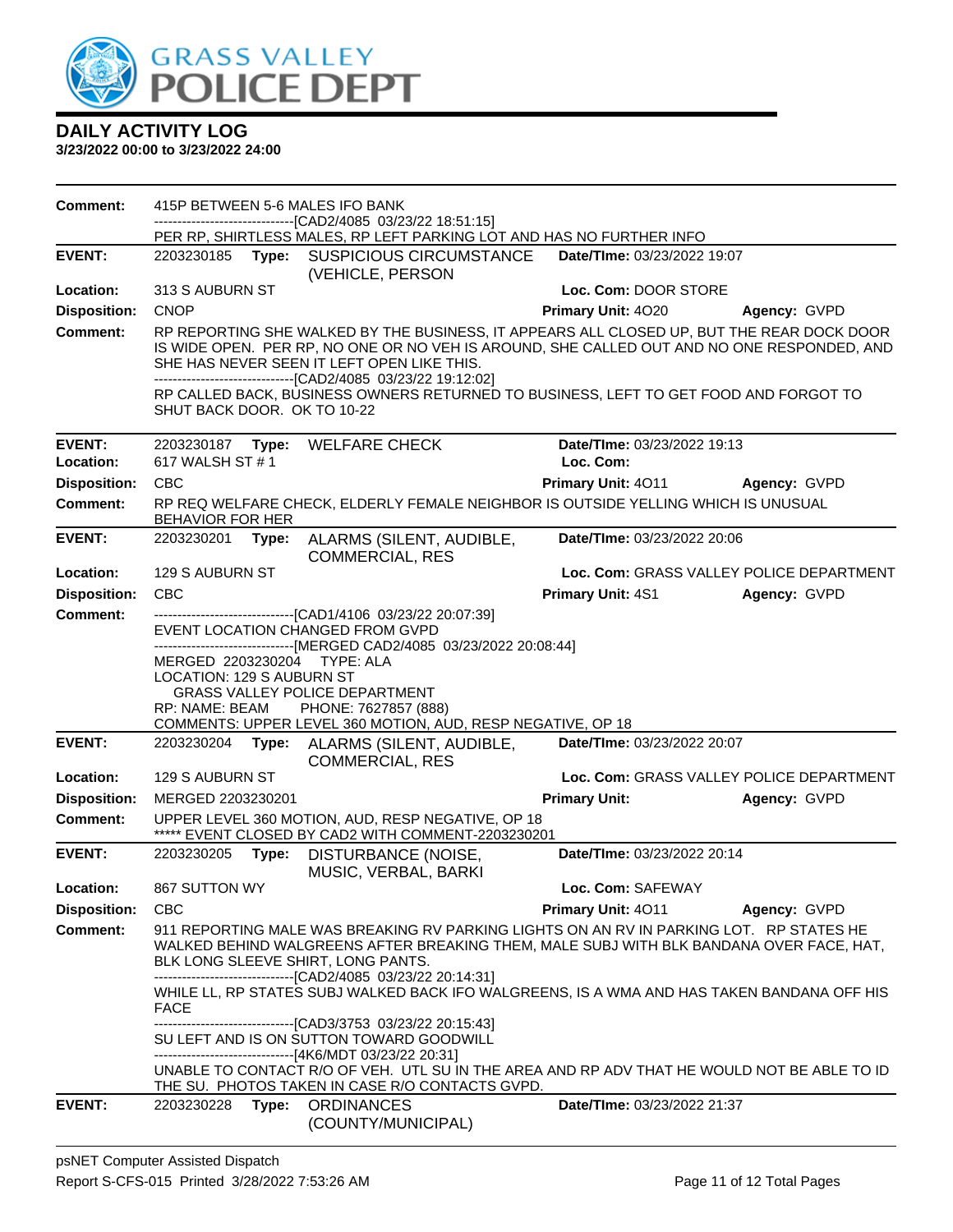## DAILY ACTIVITY LOG

**3/23/2022 00:00 to 3/23/2022 24:00**

**Comment:** 415P BETWEEN 5-6 MALES IFO BANK
------------------------------[CAD2/4085 03/23/22 18:51:15]
PER RP, SHIRTLESS MALES, RP LEFT PARKING LOT AND HAS NO FURTHER INFO

---

| | | | | |
|---|---|---|---|---|
| **EVENT:** | 2203230185 **Type:** SUSPICIOUS CIRCUMSTANCE (VEHICLE, PERSON | | **Date/TIme:** 03/23/2022 19:07 | |
| **Location:** | 313 S AUBURN ST | | **Loc. Com:** DOOR STORE | |
| **Disposition:** | CNOP | | **Primary Unit:** 4O20 | **Agency:** GVPD |

**Comment:** RP REPORTING SHE WALKED BY THE BUSINESS, IT APPEARS ALL CLOSED UP, BUT THE REAR DOCK DOOR IS WIDE OPEN. PER RP, NO ONE OR NO VEH IS AROUND, SHE CALLED OUT AND NO ONE RESPONDED, AND SHE HAS NEVER SEEN IT LEFT OPEN LIKE THIS.
------------------------------[CAD2/4085 03/23/22 19:12:02]
RP CALLED BACK, BUSINESS OWNERS RETURNED TO BUSINESS, LEFT TO GET FOOD AND FORGOT TO SHUT BACK DOOR. OK TO 10-22

---

| | | | | |
|---|---|---|---|---|
| **EVENT:** | 2203230187 **Type:** WELFARE CHECK | | **Date/TIme:** 03/23/2022 19:13 | |
| **Location:** | 617 WALSH ST # 1 | | **Loc. Com:** | |
| **Disposition:** | CBC | | **Primary Unit:** 4O11 | **Agency:** GVPD |

**Comment:** RP REQ WELFARE CHECK, ELDERLY FEMALE NEIGHBOR IS OUTSIDE YELLING WHICH IS UNUSUAL BEHAVIOR FOR HER

---

| | | | | |
|---|---|---|---|---|
| **EVENT:** | 2203230201 **Type:** ALARMS (SILENT, AUDIBLE, COMMERCIAL, RES | | **Date/TIme:** 03/23/2022 20:06 | |
| **Location:** | 129 S AUBURN ST | | **Loc. Com:** GRASS VALLEY POLICE DEPARTMENT | |
| **Disposition:** | CBC | | **Primary Unit:** 4S1 | **Agency:** GVPD |

**Comment:** ------------------------------[CAD1/4106 03/23/22 20:07:39]
EVENT LOCATION CHANGED FROM GVPD
------------------------------[MERGED CAD2/4085 03/23/2022 20:08:44]
MERGED 2203230204 TYPE: ALA
LOCATION: 129 S AUBURN ST
GRASS VALLEY POLICE DEPARTMENT
RP: NAME: BEAM PHONE: 7627857 (888)
COMMENTS: UPPER LEVEL 360 MOTION, AUD, RESP NEGATIVE, OP 18

---

| | | | | |
|---|---|---|---|---|
| **EVENT:** | 2203230204 **Type:** ALARMS (SILENT, AUDIBLE, COMMERCIAL, RES | | **Date/TIme:** 03/23/2022 20:07 | |
| **Location:** | 129 S AUBURN ST | | **Loc. Com:** GRASS VALLEY POLICE DEPARTMENT | |
| **Disposition:** | MERGED 2203230201 | | **Primary Unit:** | **Agency:** GVPD |

**Comment:** UPPER LEVEL 360 MOTION, AUD, RESP NEGATIVE, OP 18
***** EVENT CLOSED BY CAD2 WITH COMMENT-2203230201

---

| | | | | |
|---|---|---|---|---|
| **EVENT:** | 2203230205 **Type:** DISTURBANCE (NOISE, MUSIC, VERBAL, BARKI | | **Date/TIme:** 03/23/2022 20:14 | |
| **Location:** | 867 SUTTON WY | | **Loc. Com:** SAFEWAY | |
| **Disposition:** | CBC | | **Primary Unit:** 4O11 | **Agency:** GVPD |

**Comment:** 911 REPORTING MALE WAS BREAKING RV PARKING LIGHTS ON AN RV IN PARKING LOT. RP STATES HE WALKED BEHIND WALGREENS AFTER BREAKING THEM, MALE SUBJ WITH BLK BANDANA OVER FACE, HAT, BLK LONG SLEEVE SHIRT, LONG PANTS.
------------------------------[CAD2/4085 03/23/22 20:14:31]
WHILE LL, RP STATES SUBJ WALKED BACK IFO WALGREENS, IS A WMA AND HAS TAKEN BANDANA OFF HIS FACE
------------------------------[CAD3/3753 03/23/22 20:15:43]
SU LEFT AND IS ON SUTTON TOWARD GOODWILL
------------------------------[4K6/MDT 03/23/22 20:31]
UNABLE TO CONTACT R/O OF VEH. UTL SU IN THE AREA AND RP ADV THAT HE WOULD NOT BE ABLE TO ID THE SU. PHOTOS TAKEN IN CASE R/O CONTACTS GVPD.

---

| | | | | |
|---|---|---|---|---|
| **EVENT:** | 2203230228 **Type:** ORDINANCES (COUNTY/MUNICIPAL) | | **Date/TIme:** 03/23/2022 21:37 | |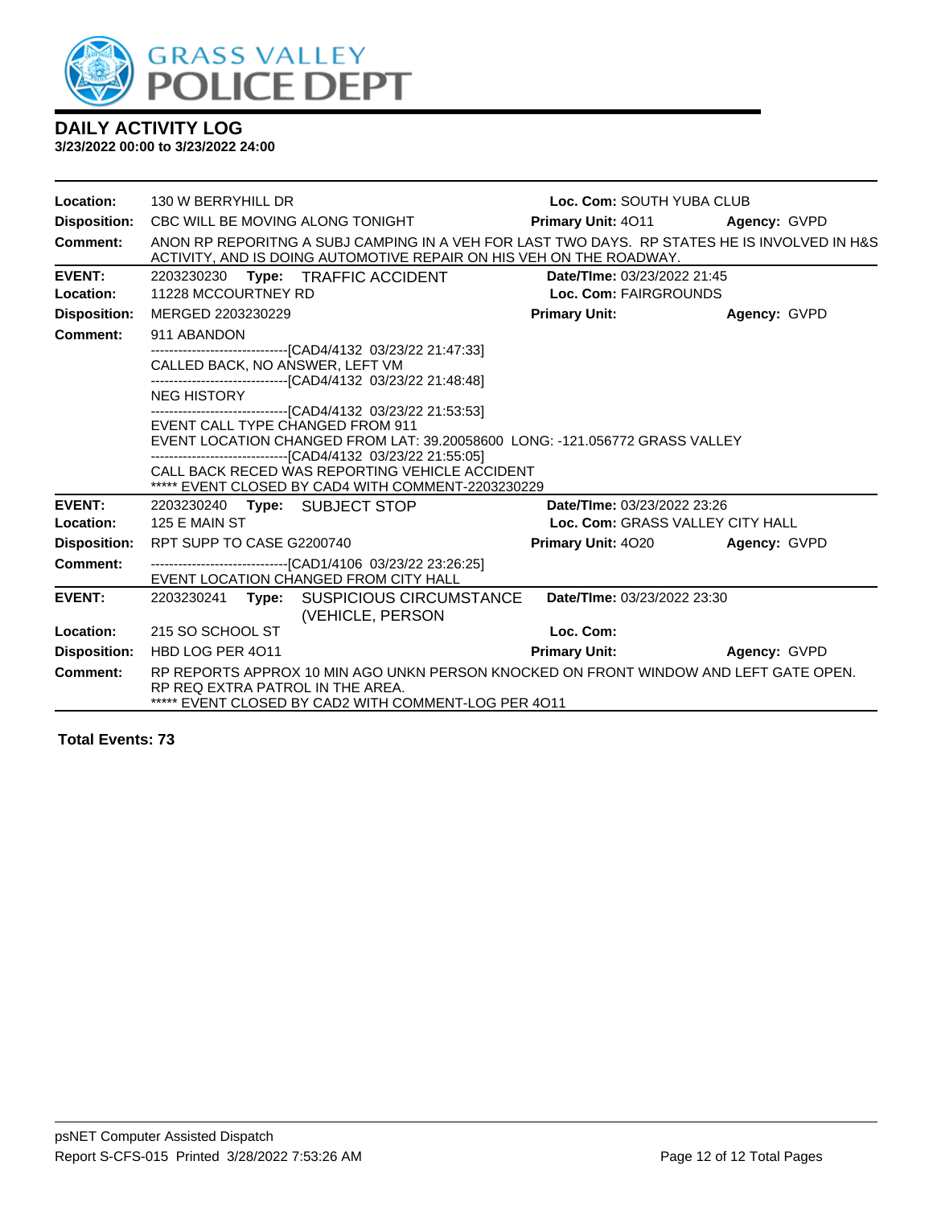# DAILY ACTIVITY LOG

**3/23/2022 00:00 to 3/23/2022 24:00**

| | | | |
|---|---|---|---|
| **Location:** | 130 W BERRYHILL DR | **Loc. Com:** SOUTH YUBA CLUB | |
| **Disposition:** | CBC WILL BE MOVING ALONG TONIGHT | **Primary Unit:** 4O11 | **Agency:** GVPD |
| **Comment:** | ANON RP REPORITNG A SUBJ CAMPING IN A VEH FOR LAST TWO DAYS. RP STATES HE IS INVOLVED IN H&S ACTIVITY, AND IS DOING AUTOMOTIVE REPAIR ON HIS VEH ON THE ROADWAY. | | |

| | | | |
|---|---|---|---|
| **EVENT:** | 2203230230 **Type:** TRAFFIC ACCIDENT | **Date/TIme:** 03/23/2022 21:45 | |
| **Location:** | 11228 MCCOURTNEY RD | **Loc. Com:** FAIRGROUNDS | |
| **Disposition:** | MERGED 2203230229 | **Primary Unit:** | **Agency:** GVPD |
| **Comment:** | 911 ABANDON<br>------------------------------[CAD4/4132 03/23/22 21:47:33]<br>CALLED BACK, NO ANSWER, LEFT VM<br>------------------------------[CAD4/4132 03/23/22 21:48:48]<br>NEG HISTORY<br>------------------------------[CAD4/4132 03/23/22 21:53:53]<br>EVENT CALL TYPE CHANGED FROM 911<br>EVENT LOCATION CHANGED FROM LAT: 39.20058600 LONG: -121.056772 GRASS VALLEY<br>------------------------------[CAD4/4132 03/23/22 21:55:05]<br>CALL BACK RECED WAS REPORTING VEHICLE ACCIDENT<br>***** EVENT CLOSED BY CAD4 WITH COMMENT-2203230229 | | |

| | | | |
|---|---|---|---|
| **EVENT:** | 2203230240 **Type:** SUBJECT STOP | **Date/TIme:** 03/23/2022 23:26 | |
| **Location:** | 125 E MAIN ST | **Loc. Com:** GRASS VALLEY CITY HALL | |
| **Disposition:** | RPT SUPP TO CASE G2200740 | **Primary Unit:** 4O20 | **Agency:** GVPD |
| **Comment:** | ------------------------------[CAD1/4106 03/23/22 23:26:25]<br>EVENT LOCATION CHANGED FROM CITY HALL | | |

| | | | |
|---|---|---|---|
| **EVENT:** | 2203230241 **Type:** SUSPICIOUS CIRCUMSTANCE (VEHICLE, PERSON | **Date/TIme:** 03/23/2022 23:30 | |
| **Location:** | 215 SO SCHOOL ST | **Loc. Com:** | |
| **Disposition:** | HBD LOG PER 4O11 | **Primary Unit:** | **Agency:** GVPD |
| **Comment:** | RP REPORTS APPROX 10 MIN AGO UNKN PERSON KNOCKED ON FRONT WINDOW AND LEFT GATE OPEN.<br>RP REQ EXTRA PATROL IN THE AREA.<br>***** EVENT CLOSED BY CAD2 WITH COMMENT-LOG PER 4O11 | | |

**Total Events: 73**